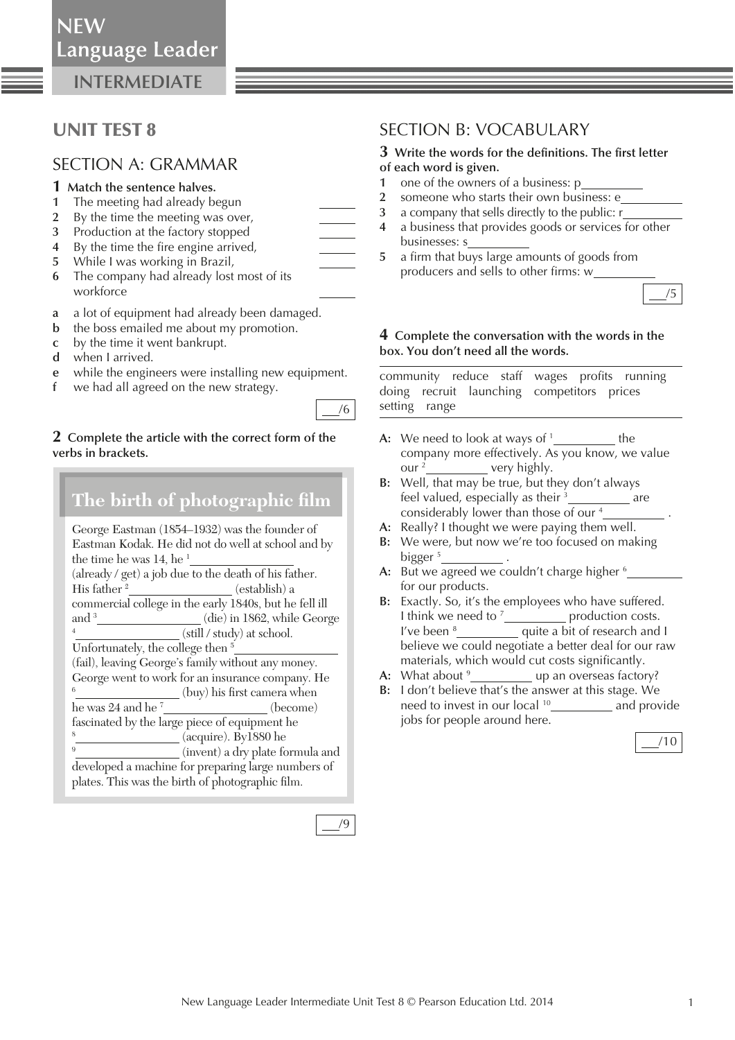NEW Language Leader

INTERMEDIATE

# UNIT TEST 8

## SECTION A: GRAMMAR

**1 Match the sentence halves.**

1 The meeting had already begun ______
2 By the time the meeting was over, ______
3 Production at the factory stopped ______
4 By the time the fire engine arrived, ______
5 While I was working in Brazil, ______
6 The company had already lost most of its workforce ______

a a lot of equipment had already been damaged.
b the boss emailed me about my promotion.
c by the time it went bankrupt.
d when I arrived.
e while the engineers were installing new equipment.
f we had all agreed on the new strategy.

___/6

**2 Complete the article with the correct form of the verbs in brackets.**

### The birth of photographic film

George Eastman (1854–1932) was the founder of Eastman Kodak. He did not do well at school and by the time he was 14, he [1] ______________ (already / get) a job due to the death of his father. His father [2] ______________ (establish) a commercial college in the early 1840s, but he fell ill and [3] ______________ (die) in 1862, while George [4] ______________ (still / study) at school. Unfortunately, the college then [5] ______________ (fail), leaving George's family without any money. George went to work for an insurance company. He [6] ______________ (buy) his first camera when he was 24 and he [7] ______________ (become) fascinated by the large piece of equipment he [8] ______________ (acquire). By1880 he [9] ______________ (invent) a dry plate formula and developed a machine for preparing large numbers of plates. This was the birth of photographic film.

___/9

## SECTION B: VOCABULARY

**3 Write the words for the definitions. The first letter of each word is given.**

1 one of the owners of a business: p__________
2 someone who starts their own business: e__________
3 a company that sells directly to the public: r__________
4 a business that provides goods or services for other businesses: s__________
5 a firm that buys large amounts of goods from producers and sells to other firms: w__________

___/5

**4 Complete the conversation with the words in the box. You don't need all the words.**

community reduce staff wages profits running doing recruit launching competitors prices setting range

**A:** We need to look at ways of [1] __________ the company more effectively. As you know, we value our [2] __________ very highly.
**B:** Well, that may be true, but they don't always feel valued, especially as their [3] __________ are considerably lower than those of our [4] __________ .
**A:** Really? I thought we were paying them well.
**B:** We were, but now we're too focused on making bigger [5] __________ .
**A:** But we agreed we couldn't charge higher [6] __________ for our products.
**B:** Exactly. So, it's the employees who have suffered. I think we need to [7] __________ production costs. I've been [8] __________ quite a bit of research and I believe we could negotiate a better deal for our raw materials, which would cut costs significantly.
**A:** What about [9] __________ up an overseas factory?
**B:** I don't believe that's the answer at this stage. We need to invest in our local [10] __________ and provide jobs for people around here.

___/10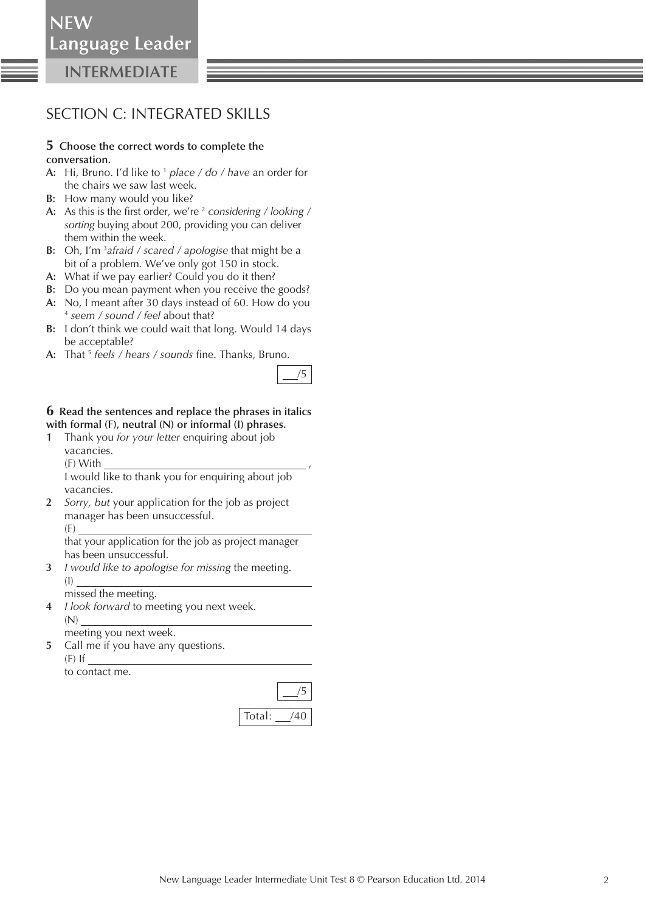## SECTION C: INTEGRATED SKILLS

**5 Choose the correct words to complete the conversation.**

**A:** Hi, Bruno. I'd like to [1] *place / do / have* an order for the chairs we saw last week.

**B:** How many would you like?

**A:** As this is the first order, we're [2] *considering / looking / sorting* buying about 200, providing you can deliver them within the week.

**B:** Oh, I'm [3]*afraid / scared / apologise* that might be a bit of a problem. We've only got 150 in stock.

**A:** What if we pay earlier? Could you do it then?

**B:** Do you mean payment when you receive the goods?

**A:** No, I meant after 30 days instead of 60. How do you [4] *seem / sound / feel* about that?

**B:** I don't think we could wait that long. Would 14 days be acceptable?

**A:** That [5] *feels / hears / sounds* fine. Thanks, Bruno.

___/5

**6 Read the sentences and replace the phrases in italics with formal (F), neutral (N) or informal (I) phrases.**

1. Thank you *for your letter* enquiring about job vacancies.
   (F) With ______________________________ ,
   I would like to thank you for enquiring about job vacancies.
2. *Sorry, but* your application for the job as project manager has been unsuccessful.
   (F) ______________________________
   that your application for the job as project manager has been unsuccessful.
3. *I would like to apologise for missing* the meeting.
   (I) ______________________________
   missed the meeting.
4. *I look forward* to meeting you next week.
   (N) ______________________________
   meeting you next week.
5. Call me if you have any questions.
   (F) If ______________________________
   to contact me.

___/5

Total: ___/40

New Language Leader Intermediate Unit Test 8 © Pearson Education Ltd. 2014